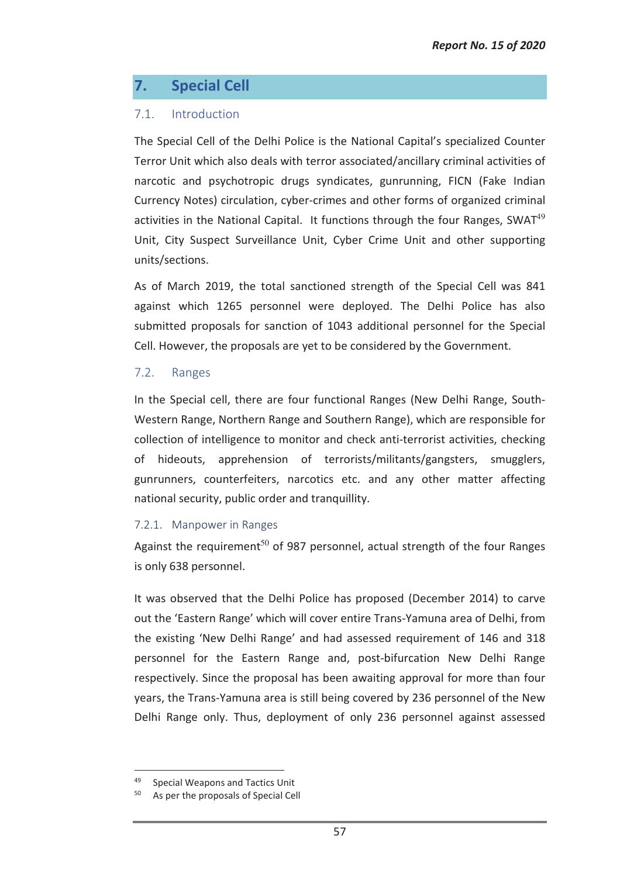# 7. Special Cell

## 7.1. Introduction

The Special Cell of the Delhi Police is the National Capital's specialized Counter Terror Unit which also deals with terror associated/ancillary criminal activities of narcotic and psychotropic drugs syndicates, gunrunning, FICN (Fake Indian Currency Notes) circulation, cyber-crimes and other forms of organized criminal activities in the National Capital. It functions through the four Ranges, SWAT[49] Unit, City Suspect Surveillance Unit, Cyber Crime Unit and other supporting units/sections.

As of March 2019, the total sanctioned strength of the Special Cell was 841 against which 1265 personnel were deployed. The Delhi Police has also submitted proposals for sanction of 1043 additional personnel for the Special Cell. However, the proposals are yet to be considered by the Government.

## 7.2. Ranges

In the Special cell, there are four functional Ranges (New Delhi Range, South-Western Range, Northern Range and Southern Range), which are responsible for collection of intelligence to monitor and check anti-terrorist activities, checking of hideouts, apprehension of terrorists/militants/gangsters, smugglers, gunrunners, counterfeiters, narcotics etc. and any other matter affecting national security, public order and tranquillity.

### 7.2.1. Manpower in Ranges

Against the requirement[50] of 987 personnel, actual strength of the four Ranges is only 638 personnel.

It was observed that the Delhi Police has proposed (December 2014) to carve out the 'Eastern Range' which will cover entire Trans-Yamuna area of Delhi, from the existing 'New Delhi Range' and had assessed requirement of 146 and 318 personnel for the Eastern Range and, post-bifurcation New Delhi Range respectively. Since the proposal has been awaiting approval for more than four years, the Trans-Yamuna area is still being covered by 236 personnel of the New Delhi Range only. Thus, deployment of only 236 personnel against assessed

---

[49] Special Weapons and Tactics Unit

[50] As per the proposals of Special Cell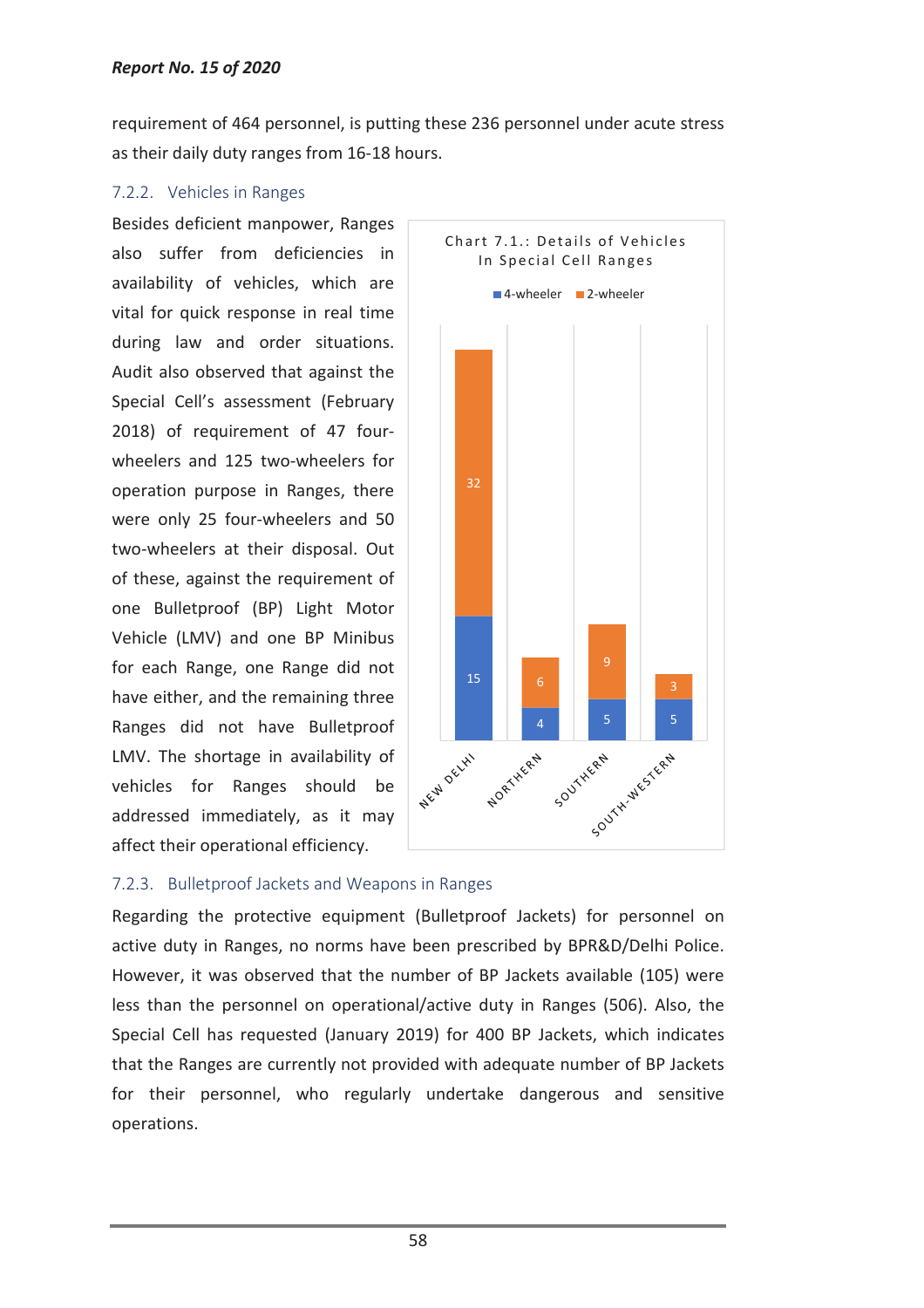requirement of 464 personnel, is putting these 236 personnel under acute stress as their daily duty ranges from 16-18 hours.

### 7.2.2. Vehicles in Ranges

Besides deficient manpower, Ranges also suffer from deficiencies in availability of vehicles, which are vital for quick response in real time during law and order situations. Audit also observed that against the Special Cell's assessment (February 2018) of requirement of 47 four-wheelers and 125 two-wheelers for operation purpose in Ranges, there were only 25 four-wheelers and 50 two-wheelers at their disposal. Out of these, against the requirement of one Bulletproof (BP) Light Motor Vehicle (LMV) and one BP Minibus for each Range, one Range did not have either, and the remaining three Ranges did not have Bulletproof LMV. The shortage in availability of vehicles for Ranges should be addressed immediately, as it may affect their operational efficiency.

**Chart 7.1.: Details of Vehicles In Special Cell Ranges**

| Range | 4-wheeler | 2-wheeler |
|---|---|---|
| New Delhi | 15 | 32 |
| Northern | 4 | 6 |
| Southern | 5 | 9 |
| South-Western | 5 | 3 |

### 7.2.3. Bulletproof Jackets and Weapons in Ranges

Regarding the protective equipment (Bulletproof Jackets) for personnel on active duty in Ranges, no norms have been prescribed by BPR&D/Delhi Police. However, it was observed that the number of BP Jackets available (105) were less than the personnel on operational/active duty in Ranges (506). Also, the Special Cell has requested (January 2019) for 400 BP Jackets, which indicates that the Ranges are currently not provided with adequate number of BP Jackets for their personnel, who regularly undertake dangerous and sensitive operations.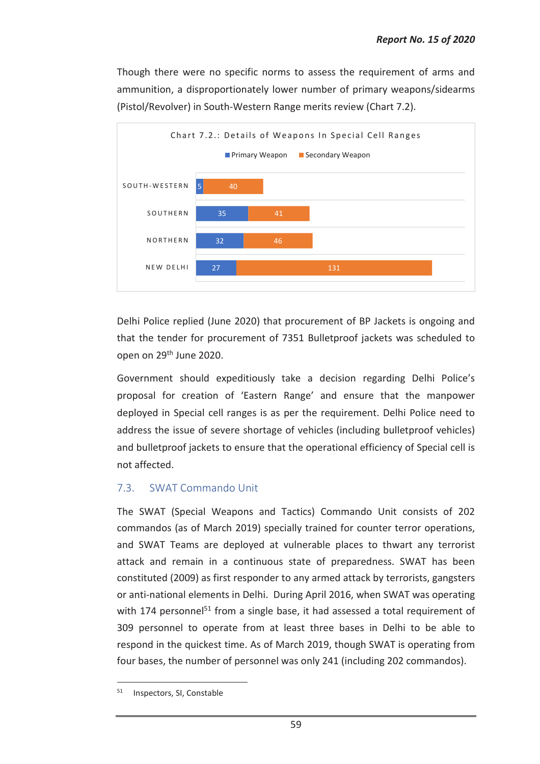Though there were no specific norms to assess the requirement of arms and ammunition, a disproportionately lower number of primary weapons/sidearms (Pistol/Revolver) in South-Western Range merits review (Chart 7.2).

**Chart 7.2.: Details of Weapons In Special Cell Ranges**

| Range | Primary Weapon | Secondary Weapon |
|---|---|---|
| SOUTH-WESTERN | 5 | 40 |
| SOUTHERN | 35 | 41 |
| NORTHERN | 32 | 46 |
| NEW DELHI | 27 | 131 |

Delhi Police replied (June 2020) that procurement of BP Jackets is ongoing and that the tender for procurement of 7351 Bulletproof jackets was scheduled to open on 29th June 2020.

Government should expeditiously take a decision regarding Delhi Police's proposal for creation of 'Eastern Range' and ensure that the manpower deployed in Special cell ranges is as per the requirement. Delhi Police need to address the issue of severe shortage of vehicles (including bulletproof vehicles) and bulletproof jackets to ensure that the operational efficiency of Special cell is not affected.

## 7.3. SWAT Commando Unit

The SWAT (Special Weapons and Tactics) Commando Unit consists of 202 commandos (as of March 2019) specially trained for counter terror operations, and SWAT Teams are deployed at vulnerable places to thwart any terrorist attack and remain in a continuous state of preparedness. SWAT has been constituted (2009) as first responder to any armed attack by terrorists, gangsters or anti-national elements in Delhi. During April 2016, when SWAT was operating with 174 personnel[51] from a single base, it had assessed a total requirement of 309 personnel to operate from at least three bases in Delhi to be able to respond in the quickest time. As of March 2019, though SWAT is operating from four bases, the number of personnel was only 241 (including 202 commandos).

---

[51] Inspectors, SI, Constable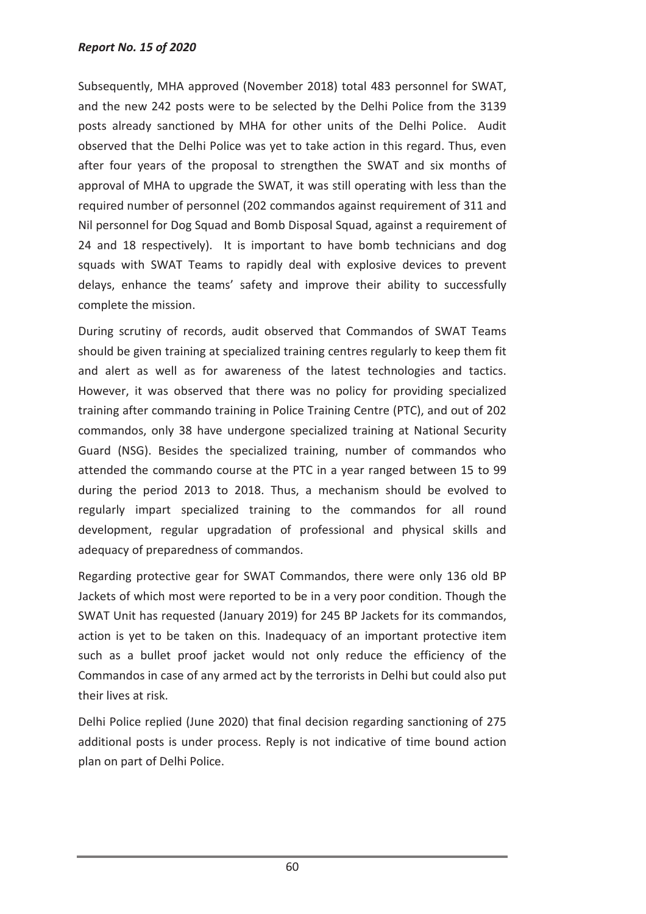Subsequently, MHA approved (November 2018) total 483 personnel for SWAT, and the new 242 posts were to be selected by the Delhi Police from the 3139 posts already sanctioned by MHA for other units of the Delhi Police. Audit observed that the Delhi Police was yet to take action in this regard. Thus, even after four years of the proposal to strengthen the SWAT and six months of approval of MHA to upgrade the SWAT, it was still operating with less than the required number of personnel (202 commandos against requirement of 311 and Nil personnel for Dog Squad and Bomb Disposal Squad, against a requirement of 24 and 18 respectively). It is important to have bomb technicians and dog squads with SWAT Teams to rapidly deal with explosive devices to prevent delays, enhance the teams' safety and improve their ability to successfully complete the mission.

During scrutiny of records, audit observed that Commandos of SWAT Teams should be given training at specialized training centres regularly to keep them fit and alert as well as for awareness of the latest technologies and tactics. However, it was observed that there was no policy for providing specialized training after commando training in Police Training Centre (PTC), and out of 202 commandos, only 38 have undergone specialized training at National Security Guard (NSG). Besides the specialized training, number of commandos who attended the commando course at the PTC in a year ranged between 15 to 99 during the period 2013 to 2018. Thus, a mechanism should be evolved to regularly impart specialized training to the commandos for all round development, regular upgradation of professional and physical skills and adequacy of preparedness of commandos.

Regarding protective gear for SWAT Commandos, there were only 136 old BP Jackets of which most were reported to be in a very poor condition. Though the SWAT Unit has requested (January 2019) for 245 BP Jackets for its commandos, action is yet to be taken on this. Inadequacy of an important protective item such as a bullet proof jacket would not only reduce the efficiency of the Commandos in case of any armed act by the terrorists in Delhi but could also put their lives at risk.

Delhi Police replied (June 2020) that final decision regarding sanctioning of 275 additional posts is under process. Reply is not indicative of time bound action plan on part of Delhi Police.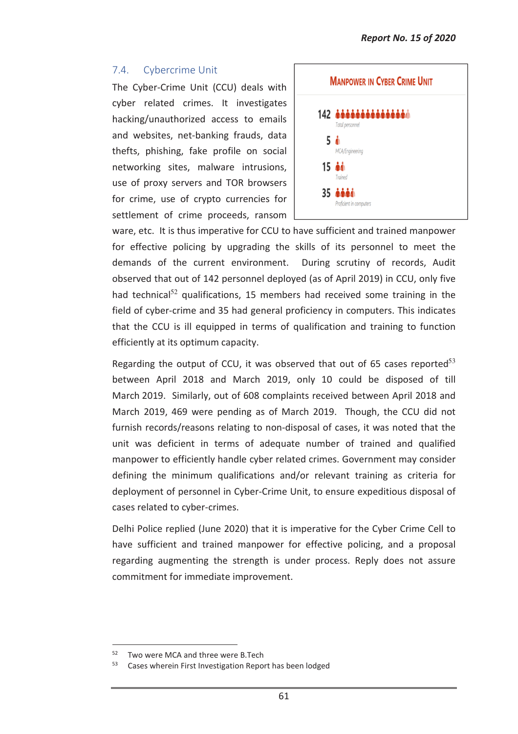## 7.4. Cybercrime Unit

MANPOWER IN CYBER CRIME UNIT

142
Total personnel

5
MCA/Engineering

15
Trained

35
Proficient in computers

The Cyber-Crime Unit (CCU) deals with cyber related crimes. It investigates hacking/unauthorized access to emails and websites, net-banking frauds, data thefts, phishing, fake profile on social networking sites, malware intrusions, use of proxy servers and TOR browsers for crime, use of crypto currencies for settlement of crime proceeds, ransom ware, etc. It is thus imperative for CCU to have sufficient and trained manpower for effective policing by upgrading the skills of its personnel to meet the demands of the current environment. During scrutiny of records, Audit observed that out of 142 personnel deployed (as of April 2019) in CCU, only five had technical[52] qualifications, 15 members had received some training in the field of cyber-crime and 35 had general proficiency in computers. This indicates that the CCU is ill equipped in terms of qualification and training to function efficiently at its optimum capacity.

Regarding the output of CCU, it was observed that out of 65 cases reported[53] between April 2018 and March 2019, only 10 could be disposed of till March 2019. Similarly, out of 608 complaints received between April 2018 and March 2019, 469 were pending as of March 2019. Though, the CCU did not furnish records/reasons relating to non-disposal of cases, it was noted that the unit was deficient in terms of adequate number of trained and qualified manpower to efficiently handle cyber related crimes. Government may consider defining the minimum qualifications and/or relevant training as criteria for deployment of personnel in Cyber-Crime Unit, to ensure expeditious disposal of cases related to cyber-crimes.

Delhi Police replied (June 2020) that it is imperative for the Cyber Crime Cell to have sufficient and trained manpower for effective policing, and a proposal regarding augmenting the strength is under process. Reply does not assure commitment for immediate improvement.

---

[52] Two were MCA and three were B.Tech

[53] Cases wherein First Investigation Report has been lodged